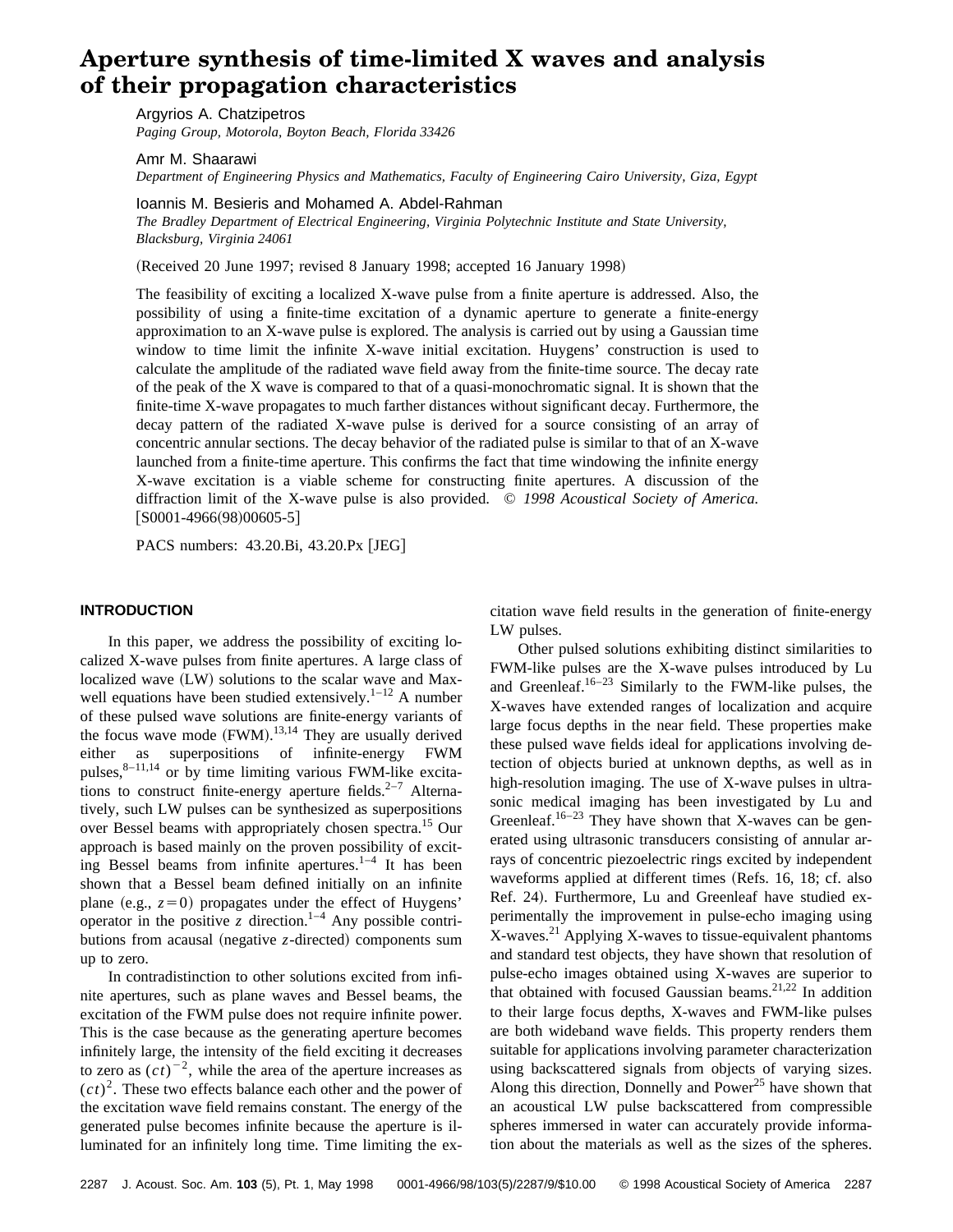# Aperture synthesis of time-limited X waves and analysis of their propagation characteristics

Argyrios A. Chatzipetros
*Paging Group, Motorola, Boyton Beach, Florida 33426*

Amr M. Shaarawi
*Department of Engineering Physics and Mathematics, Faculty of Engineering Cairo University, Giza, Egypt*

Ioannis M. Besieris and Mohamed A. Abdel-Rahman
*The Bradley Department of Electrical Engineering, Virginia Polytechnic Institute and State University, Blacksburg, Virginia 24061*

(Received 20 June 1997; revised 8 January 1998; accepted 16 January 1998)

The feasibility of exciting a localized X-wave pulse from a finite aperture is addressed. Also, the possibility of using a finite-time excitation of a dynamic aperture to generate a finite-energy approximation to an X-wave pulse is explored. The analysis is carried out by using a Gaussian time window to time limit the infinite X-wave initial excitation. Huygens' construction is used to calculate the amplitude of the radiated wave field away from the finite-time source. The decay rate of the peak of the X wave is compared to that of a quasi-monochromatic signal. It is shown that the finite-time X-wave propagates to much farther distances without significant decay. Furthermore, the decay pattern of the radiated X-wave pulse is derived for a source consisting of an array of concentric annular sections. The decay behavior of the radiated pulse is similar to that of an X-wave launched from a finite-time aperture. This confirms the fact that time windowing the infinite energy X-wave excitation is a viable scheme for constructing finite apertures. A discussion of the diffraction limit of the X-wave pulse is also provided. *© 1998 Acoustical Society of America.* [S0001-4966(98)00605-5]

PACS numbers: 43.20.Bi, 43.20.Px [JEG]

## INTRODUCTION

In this paper, we address the possibility of exciting localized X-wave pulses from finite apertures. A large class of localized wave (LW) solutions to the scalar wave and Maxwell equations have been studied extensively.[1–12] A number of these pulsed wave solutions are finite-energy variants of the focus wave mode (FWM).[13,14] They are usually derived either as superpositions of infinite-energy FWM pulses,[8–11,14] or by time limiting various FWM-like excitations to construct finite-energy aperture fields.[2–7] Alternatively, such LW pulses can be synthesized as superpositions over Bessel beams with appropriately chosen spectra.[15] Our approach is based mainly on the proven possibility of exciting Bessel beams from infinite apertures.[1–4] It has been shown that a Bessel beam defined initially on an infinite plane (e.g., $z=0$) propagates under the effect of Huygens' operator in the positive $z$ direction.[1–4] Any possible contributions from acausal (negative $z$-directed) components sum up to zero.

In contradistinction to other solutions excited from infinite apertures, such as plane waves and Bessel beams, the excitation of the FWM pulse does not require infinite power. This is the case because as the generating aperture becomes infinitely large, the intensity of the field exciting it decreases to zero as $(ct)^{-2}$, while the area of the aperture increases as $(ct)^2$. These two effects balance each other and the power of the excitation wave field remains constant. The energy of the generated pulse becomes infinite because the aperture is illuminated for an infinitely long time. Time limiting the excitation wave field results in the generation of finite-energy LW pulses.

Other pulsed solutions exhibiting distinct similarities to FWM-like pulses are the X-wave pulses introduced by Lu and Greenleaf.[16–23] Similarly to the FWM-like pulses, the X-waves have extended ranges of localization and acquire large focus depths in the near field. These properties make these pulsed wave fields ideal for applications involving detection of objects buried at unknown depths, as well as in high-resolution imaging. The use of X-wave pulses in ultrasonic medical imaging has been investigated by Lu and Greenleaf.[16–23] They have shown that X-waves can be generated using ultrasonic transducers consisting of annular arrays of concentric piezoelectric rings excited by independent waveforms applied at different times (Refs. 16, 18; cf. also Ref. 24). Furthermore, Lu and Greenleaf have studied experimentally the improvement in pulse-echo imaging using X-waves.[21] Applying X-waves to tissue-equivalent phantoms and standard test objects, they have shown that resolution of pulse-echo images obtained using X-waves are superior to that obtained with focused Gaussian beams.[21,22] In addition to their large focus depths, X-waves and FWM-like pulses are both wideband wave fields. This property renders them suitable for applications involving parameter characterization using backscattered signals from objects of varying sizes. Along this direction, Donnelly and Power[25] have shown that an acoustical LW pulse backscattered from compressible spheres immersed in water can accurately provide information about the materials as well as the sizes of the spheres.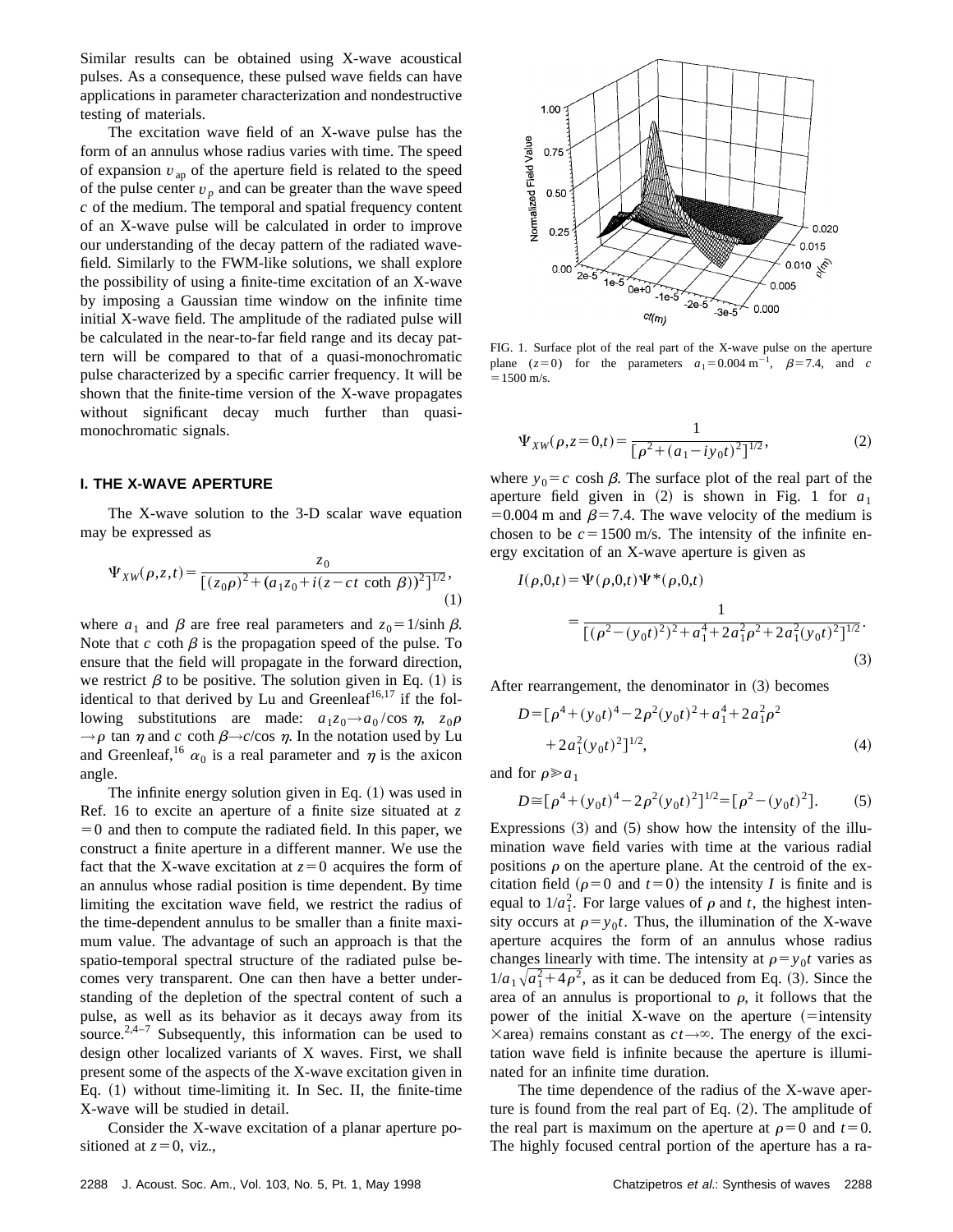Similar results can be obtained using X-wave acoustical pulses. As a consequence, these pulsed wave fields can have applications in parameter characterization and nondestructive testing of materials.

The excitation wave field of an X-wave pulse has the form of an annulus whose radius varies with time. The speed of expansion $v_{ap}$ of the aperture field is related to the speed of the pulse center $v_p$ and can be greater than the wave speed $c$ of the medium. The temporal and spatial frequency content of an X-wave pulse will be calculated in order to improve our understanding of the decay pattern of the radiated wavefield. Similarly to the FWM-like solutions, we shall explore the possibility of using a finite-time excitation of an X-wave by imposing a Gaussian time window on the infinite time initial X-wave field. The amplitude of the radiated pulse will be calculated in the near-to-far field range and its decay pattern will be compared to that of a quasi-monochromatic pulse characterized by a specific carrier frequency. It will be shown that the finite-time version of the X-wave propagates without significant decay much further than quasi-monochromatic signals.

## I. THE X-WAVE APERTURE

The X-wave solution to the 3-D scalar wave equation may be expressed as

$$\Psi_{XW}(\rho,z,t)=\frac{z_0}{[(z_0\rho)^2+(a_1z_0+i(z-ct\coth\beta))^2]^{1/2}}, \tag{1}$$

where $a_1$ and $\beta$ are free real parameters and $z_0=1/\sinh\beta$. Note that $c\coth\beta$ is the propagation speed of the pulse. To ensure that the field will propagate in the forward direction, we restrict $\beta$ to be positive. The solution given in Eq. (1) is identical to that derived by Lu and Greenleaf[16,17] if the following substitutions are made: $a_1z_0\rightarrow a_0/\cos\eta$, $z_0\rho\rightarrow\rho\tan\eta$ and $c\coth\beta\rightarrow c/\cos\eta$. In the notation used by Lu and Greenleaf,[16] $\alpha_0$ is a real parameter and $\eta$ is the axicon angle.

The infinite energy solution given in Eq. (1) was used in Ref. 16 to excite an aperture of a finite size situated at $z=0$ and then to compute the radiated field. In this paper, we construct a finite aperture in a different manner. We use the fact that the X-wave excitation at $z=0$ acquires the form of an annulus whose radial position is time dependent. By time limiting the excitation wave field, we restrict the radius of the time-dependent annulus to be smaller than a finite maximum value. The advantage of such an approach is that the spatio-temporal spectral structure of the radiated pulse becomes very transparent. One can then have a better understanding of the depletion of the spectral content of such a pulse, as well as its behavior as it decays away from its source.[2,4–7] Subsequently, this information can be used to design other localized variants of X waves. First, we shall present some of the aspects of the X-wave excitation given in Eq. (1) without time-limiting it. In Sec. II, the finite-time X-wave will be studied in detail.

Consider the X-wave excitation of a planar aperture positioned at $z=0$, viz.,

FIG. 1. Surface plot of the real part of the X-wave pulse on the aperture plane ($z=0$) for the parameters $a_1=0.004\ \text{m}^{-1}$, $\beta=7.4$, and $c=1500$ m/s.

$$\Psi_{XW}(\rho,z=0,t)=\frac{1}{[\rho^2+(a_1-iy_0t)^2]^{1/2}}, \tag{2}$$

where $y_0=c\cosh\beta$. The surface plot of the real part of the aperture field given in (2) is shown in Fig. 1 for $a_1=0.004$ m and $\beta=7.4$. The wave velocity of the medium is chosen to be $c=1500$ m/s. The intensity of the infinite energy excitation of an X-wave aperture is given as

$$\begin{aligned}I(\rho,0,t)&=\Psi(\rho,0,t)\Psi^*(\rho,0,t)\\&=\frac{1}{[(\rho^2-(y_0t)^2)^2+a_1^4+2a_1^2\rho^2+2a_1^2(y_0t)^2]^{1/2}}.\end{aligned} \tag{3}$$

After rearrangement, the denominator in (3) becomes

$$\begin{aligned}D=[&\rho^4+(y_0t)^4-2\rho^2(y_0t)^2+a_1^4+2a_1^2\rho^2\\&+2a_1^2(y_0t)^2]^{1/2},\end{aligned} \tag{4}$$

and for $\rho\gg a_1$

$$D\cong[\rho^4+(y_0t)^4-2\rho^2(y_0t)^2]^{1/2}=[\rho^2-(y_0t)^2]. \tag{5}$$

Expressions (3) and (5) show how the intensity of the illumination wave field varies with time at the various radial positions $\rho$ on the aperture plane. At the centroid of the excitation field ($\rho=0$ and $t=0$) the intensity $I$ is finite and is equal to $1/a_1^2$. For large values of $\rho$ and $t$, the highest intensity occurs at $\rho=y_0t$. Thus, the illumination of the X-wave aperture acquires the form of an annulus whose radius changes linearly with time. The intensity at $\rho=y_0t$ varies as $1/a_1\sqrt{a_1^2+4\rho^2}$, as it can be deduced from Eq. (3). Since the area of an annulus is proportional to $\rho$, it follows that the power of the initial X-wave on the aperture (=intensity ×area) remains constant as $ct\rightarrow\infty$. The energy of the excitation wave field is infinite because the aperture is illuminated for an infinite time duration.

The time dependence of the radius of the X-wave aperture is found from the real part of Eq. (2). The amplitude of the real part is maximum on the aperture at $\rho=0$ and $t=0$. The highly focused central portion of the aperture has a ra-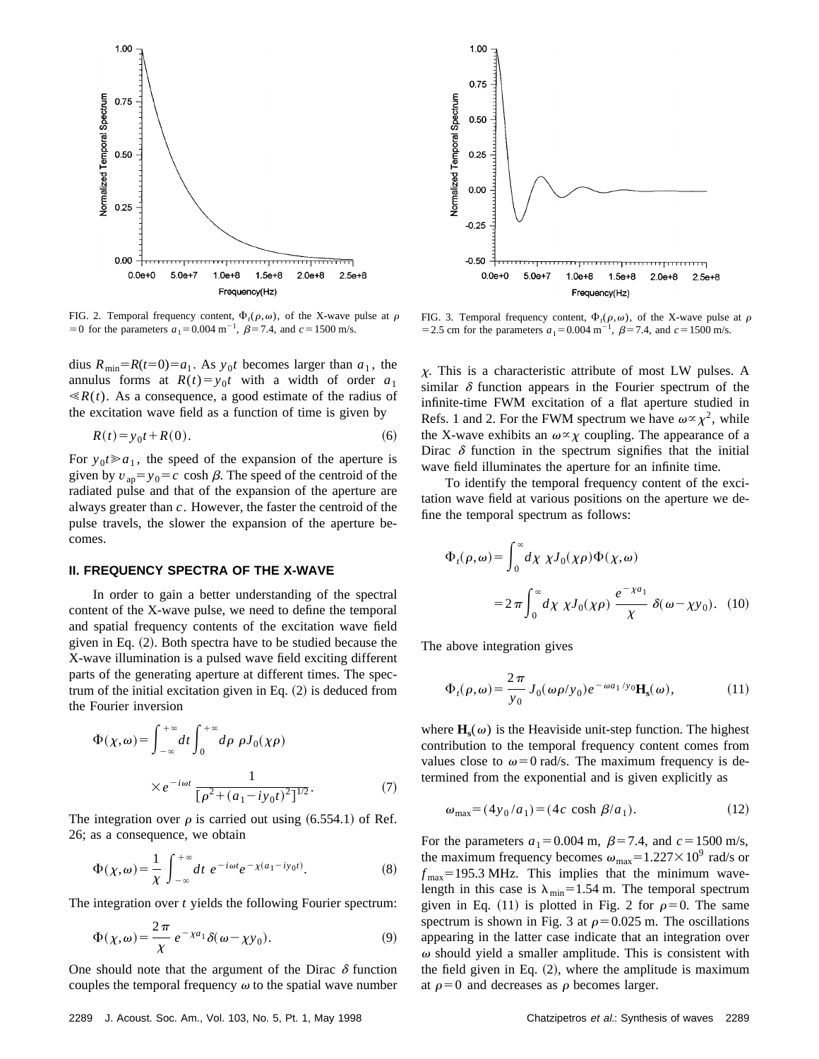FIG. 2. Temporal frequency content, $\Phi_t(\rho,\omega)$, of the X-wave pulse at $\rho=0$ for the parameters $a_1=0.004\ \mathrm{m}^{-1}$, $\beta=7.4$, and $c=1500$ m/s.

FIG. 3. Temporal frequency content, $\Phi_t(\rho,\omega)$, of the X-wave pulse at $\rho=2.5$ cm for the parameters $a_1=0.004\ \mathrm{m}^{-1}$, $\beta=7.4$, and $c=1500$ m/s.

dius $R_{\min}=R(t=0)=a_1$. As $y_0 t$ becomes larger than $a_1$, the annulus forms at $R(t)=y_0 t$ with a width of order $a_1 \ll R(t)$. As a consequence, a good estimate of the radius of the excitation wave field as a function of time is given by

$$R(t)=y_0 t+R(0). \tag{6}$$

For $y_0 t \gg a_1$, the speed of the expansion of the aperture is given by $v_{\mathrm{ap}}=y_0=c\cosh\beta$. The speed of the centroid of the radiated pulse and that of the expansion of the aperture are always greater than $c$. However, the faster the centroid of the pulse travels, the slower the expansion of the aperture becomes.

## II. FREQUENCY SPECTRA OF THE X-WAVE

In order to gain a better understanding of the spectral content of the X-wave pulse, we need to define the temporal and spatial frequency contents of the excitation wave field given in Eq. (2). Both spectra have to be studied because the X-wave illumination is a pulsed wave field exciting different parts of the generating aperture at different times. The spectrum of the initial excitation given in Eq. (2) is deduced from the Fourier inversion

$$\Phi(\chi,\omega)=\int_{-\infty}^{+\infty}dt\int_0^{+\infty}d\rho\ \rho J_0(\chi\rho)\times e^{-i\omega t}\,\frac{1}{[\rho^2+(a_1-iy_0t)^2]^{1/2}}. \tag{7}$$

The integration over $\rho$ is carried out using (6.554.1) of Ref. 26; as a consequence, we obtain

$$\Phi(\chi,\omega)=\frac{1}{\chi}\int_{-\infty}^{+\infty}dt\ e^{-i\omega t}e^{-\chi(a_1-iy_0t)}. \tag{8}$$

The integration over $t$ yields the following Fourier spectrum:

$$\Phi(\chi,\omega)=\frac{2\pi}{\chi}\,e^{-\chi a_1}\delta(\omega-\chi y_0). \tag{9}$$

One should note that the argument of the Dirac $\delta$ function couples the temporal frequency $\omega$ to the spatial wave number $\chi$. This is a characteristic attribute of most LW pulses. A similar $\delta$ function appears in the Fourier spectrum of the infinite-time FWM excitation of a flat aperture studied in Refs. 1 and 2. For the FWM spectrum we have $\omega\propto\chi^2$, while the X-wave exhibits an $\omega\propto\chi$ coupling. The appearance of a Dirac $\delta$ function in the spectrum signifies that the initial wave field illuminates the aperture for an infinite time.

To identify the temporal frequency content of the excitation wave field at various positions on the aperture we define the temporal spectrum as follows:

$$\Phi_t(\rho,\omega)=\int_0^{\infty}d\chi\ \chi J_0(\chi\rho)\Phi(\chi,\omega)=2\pi\int_0^{\infty}d\chi\ \chi J_0(\chi\rho)\,\frac{e^{-\chi a_1}}{\chi}\,\delta(\omega-\chi y_0). \tag{10}$$

The above integration gives

$$\Phi_t(\rho,\omega)=\frac{2\pi}{y_0}\,J_0(\omega\rho/y_0)e^{-\omega a_1/y_0}\mathbf{H_s}(\omega), \tag{11}$$

where $\mathbf{H_s}(\omega)$ is the Heaviside unit-step function. The highest contribution to the temporal frequency content comes from values close to $\omega=0$ rad/s. The maximum frequency is determined from the exponential and is given explicitly as

$$\omega_{\max}=(4y_0/a_1)=(4c\cosh\beta/a_1). \tag{12}$$

For the parameters $a_1=0.004$ m, $\beta=7.4$, and $c=1500$ m/s, the maximum frequency becomes $\omega_{\max}=1.227\times10^9$ rad/s or $f_{\max}=195.3$ MHz. This implies that the minimum wavelength in this case is $\lambda_{\min}=1.54$ m. The temporal spectrum given in Eq. (11) is plotted in Fig. 2 for $\rho=0$. The same spectrum is shown in Fig. 3 at $\rho=0.025$ m. The oscillations appearing in the latter case indicate that an integration over $\omega$ should yield a smaller amplitude. This is consistent with the field given in Eq. (2), where the amplitude is maximum at $\rho=0$ and decreases as $\rho$ becomes larger.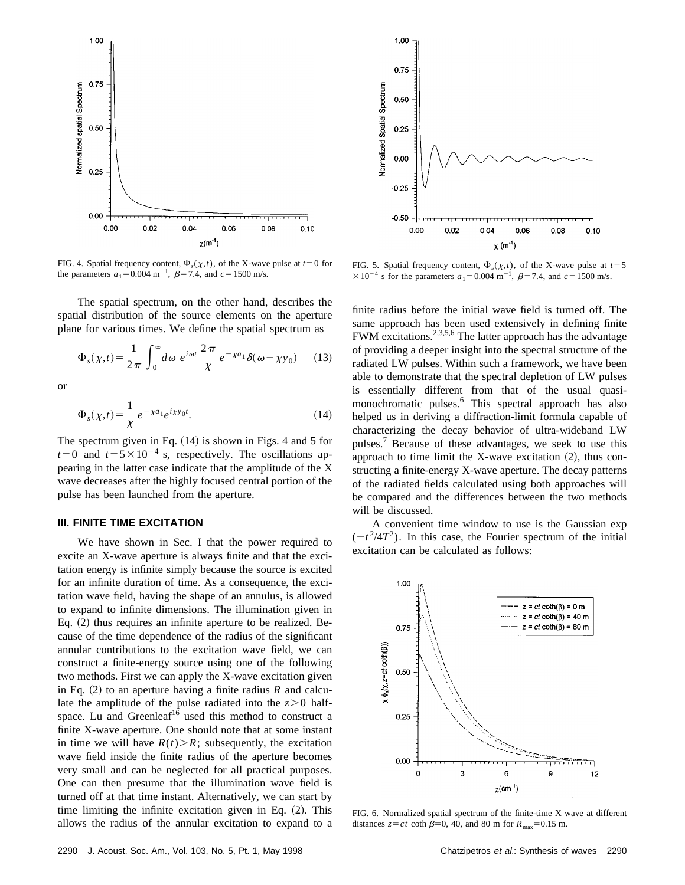FIG. 4. Spatial frequency content, $\Phi_s(\chi,t)$, of the X-wave pulse at $t=0$ for the parameters $a_1=0.004\ \mathrm{m}^{-1}$, $\beta=7.4$, and $c=1500$ m/s.

FIG. 5. Spatial frequency content, $\Phi_s(\chi,t)$, of the X-wave pulse at $t=5\times10^{-4}$ s for the parameters $a_1=0.004\ \mathrm{m}^{-1}$, $\beta=7.4$, and $c=1500$ m/s.

The spatial spectrum, on the other hand, describes the spatial distribution of the source elements on the aperture plane for various times. We define the spatial spectrum as

$$\Phi_s(\chi,t)=\frac{1}{2\pi}\int_0^\infty d\omega\ e^{i\omega t}\,\frac{2\pi}{\chi}\,e^{-\chi a_1}\delta(\omega-\chi y_0) \tag{13}$$

or

$$\Phi_s(\chi,t)=\frac{1}{\chi}\,e^{-\chi a_1}e^{i\chi y_0 t}. \tag{14}$$

The spectrum given in Eq. (14) is shown in Figs. 4 and 5 for $t=0$ and $t=5\times10^{-4}$ s, respectively. The oscillations appearing in the latter case indicate that the amplitude of the X wave decreases after the highly focused central portion of the pulse has been launched from the aperture.

## III. FINITE TIME EXCITATION

We have shown in Sec. I that the power required to excite an X-wave aperture is always finite and that the excitation energy is infinite simply because the source is excited for an infinite duration of time. As a consequence, the excitation wave field, having the shape of an annulus, is allowed to expand to infinite dimensions. The illumination given in Eq. (2) thus requires an infinite aperture to be realized. Because of the time dependence of the radius of the significant annular contributions to the excitation wave field, we can construct a finite-energy source using one of the following two methods. First we can apply the X-wave excitation given in Eq. (2) to an aperture having a finite radius $R$ and calculate the amplitude of the pulse radiated into the $z>0$ half-space. Lu and Greenleaf[16] used this method to construct a finite X-wave aperture. One should note that at some instant in time we will have $R(t)>R$; subsequently, the excitation wave field inside the finite radius of the aperture becomes very small and can be neglected for all practical purposes. One can then presume that the illumination wave field is turned off at that time instant. Alternatively, we can start by time limiting the infinite excitation given in Eq. (2). This allows the radius of the annular excitation to expand to a finite radius before the initial wave field is turned off. The same approach has been used extensively in defining finite FWM excitations.[2,3,5,6] The latter approach has the advantage of providing a deeper insight into the spectral structure of the radiated LW pulses. Within such a framework, we have been able to demonstrate that the spectral depletion of LW pulses is essentially different from that of the usual quasi-monochromatic pulses.[6] This spectral approach has also helped us in deriving a diffraction-limit formula capable of characterizing the decay behavior of ultra-wideband LW pulses.[7] Because of these advantages, we seek to use this approach to time limit the X-wave excitation (2), thus constructing a finite-energy X-wave aperture. The decay patterns of the radiated fields calculated using both approaches will be compared and the differences between the two methods will be discussed.

A convenient time window to use is the Gaussian $\exp(-t^2/4T^2)$. In this case, the Fourier spectrum of the initial excitation can be calculated as follows:

FIG. 6. Normalized spatial spectrum of the finite-time X wave at different distances $z=ct\coth\beta=0$, 40, and 80 m for $R_{\max}=0.15$ m.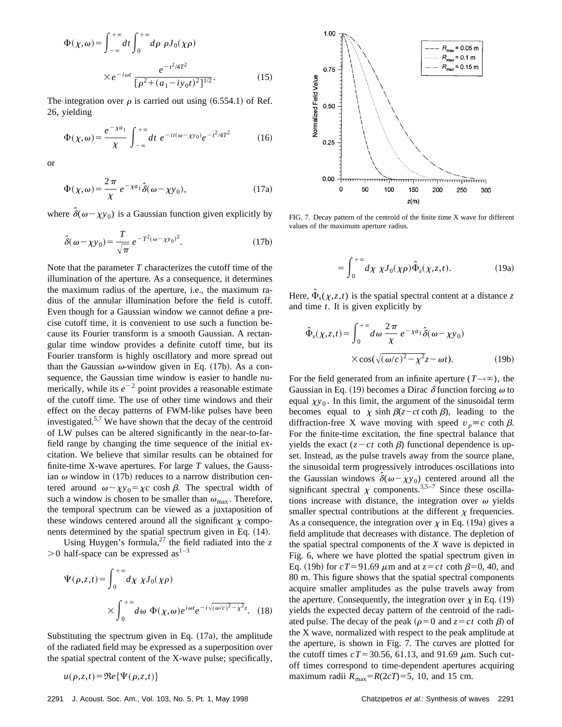$$\Phi(\chi,\omega)=\int_{-\infty}^{+\infty}dt\int_{0}^{+\infty}d\rho\ \rho J_0(\chi\rho)\times e^{-i\omega t}\ \frac{e^{-t^2/4T^2}}{[\rho^2+(a_1-iy_0t)^2]^{1/2}}. \tag{15}$$

The integration over $\rho$ is carried out using (6.554.1) of Ref. 26, yielding

$$\Phi(\chi,\omega)=\frac{e^{-\chi a_1}}{\chi}\int_{-\infty}^{+\infty}dt\ e^{-it(\omega-\chi y_0)}e^{-t^2/4T^2} \tag{16}$$

or

$$\Phi(\chi,\omega)=\frac{2\pi}{\chi}\ e^{-\chi a_1}\hat{\delta}(\omega-\chi y_0), \tag{17a}$$

where $\hat{\delta}(\omega-\chi y_0)$ is a Gaussian function given explicitly by

$$\hat{\delta}(\omega-\chi y_0)=\frac{T}{\sqrt{\pi}}\ e^{-T^2(\omega-\chi y_0)^2}. \tag{17b}$$

Note that the parameter $T$ characterizes the cutoff time of the illumination of the aperture. As a consequence, it determines the maximum radius of the aperture, i.e., the maximum radius of the annular illumination before the field is cutoff. Even though for a Gaussian window we cannot define a precise cutoff time, it is convenient to use such a function because its Fourier transform is a smooth Gaussian. A rectangular time window provides a definite cutoff time, but its Fourier transform is highly oscillatory and more spread out than the Gaussian $\omega$-window given in Eq. (17b). As a consequence, the Gaussian time window is easier to handle numerically, while its $e^{-2}$ point provides a reasonable estimate of the cutoff time. The use of other time windows and their effect on the decay patterns of FWM-like pulses have been investigated.[5,7] We have shown that the decay of the centroid of LW pulses can be altered significantly in the near-to-far-field range by changing the time sequence of the initial excitation. We believe that similar results can be obtained for finite-time X-wave apertures. For large $T$ values, the Gaussian $\omega$ window in (17b) reduces to a narrow distribution centered around $\omega\sim\chi y_0=\chi c\cosh\beta$. The spectral width of such a window is chosen to be smaller than $\omega_{\max}$. Therefore, the temporal spectrum can be viewed as a juxtaposition of these windows centered around all the significant $\chi$ components determined by the spatial spectrum given in Eq. (14).

Using Huygen's formula,[27] the field radiated into the $z>0$ half-space can be expressed as[1–3]

$$\Psi(\rho,z,t)=\int_{0}^{+\infty}d\chi\ \chi J_0(\chi\rho)\times\int_{0}^{+\infty}d\omega\ \Phi(\chi,\omega)e^{i\omega t}e^{-i\sqrt{(\omega/c)^2-\chi^2}z}. \tag{18}$$

Substituting the spectrum given in Eq. (17a), the amplitude of the radiated field may be expressed as a superposition over the spatial spectral content of the X-wave pulse; specifically,

$$u(\rho,z,t)=\Re e\{\Psi(\rho,z,t)\}$$

FIG. 7. Decay pattern of the centroid of the finite time X wave for different values of the maximum aperture radius.

$$=\int_{0}^{+\infty}d\chi\ \chi J_0(\chi\rho)\hat{\Phi}_s(\chi,z,t). \tag{19a}$$

Here, $\hat{\Phi}_s(\chi,z,t)$ is the spatial spectral content at a distance $z$ and time $t$. It is given explicitly by

$$\hat{\Phi}_s(\chi,z,t)=\int_{0}^{+\infty}d\omega\ \frac{2\pi}{\chi}\ e^{-\chi a_1}\hat{\delta}(\omega-\chi y_0)\times\cos(\sqrt{(\omega/c)^2-\chi^2}z-\omega t). \tag{19b}$$

For the field generated from an infinite aperture ($T\rightarrow\infty$), the Gaussian in Eq. (19) becomes a Dirac $\delta$ function forcing $\omega$ to equal $\chi y_0$. In this limit, the argument of the sinusoidal term becomes equal to $\chi\sinh\beta(z-ct\coth\beta)$, leading to the diffraction-free X wave moving with speed $v_p\equiv c\coth\beta$. For the finite-time excitation, the fine spectral balance that yields the exact $(z-ct\coth\beta)$ functional dependence is upset. Instead, as the pulse travels away from the source plane, the sinusoidal term progressively introduces oscillations into the Gaussian windows $\hat{\delta}(\omega-\chi y_0)$ centered around all the significant spectral $\chi$ components.[3,5–7] Since these oscillations increase with distance, the integration over $\omega$ yields smaller spectral contributions at the different $\chi$ frequencies. As a consequence, the integration over $\chi$ in Eq. (19a) gives a field amplitude that decreases with distance. The depletion of the spatial spectral components of the $X$ wave is depicted in Fig. 6, where we have plotted the spatial spectrum given in Eq. (19b) for $cT=91.69\ \mu$m and at $z=ct\coth\beta=0$, 40, and 80 m. This figure shows that the spatial spectral components acquire smaller amplitudes as the pulse travels away from the aperture. Consequently, the integration over $\chi$ in Eq. (19) yields the expected decay pattern of the centroid of the radiated pulse. The decay of the peak ($\rho=0$ and $z=ct\coth\beta$) of the X wave, normalized with respect to the peak amplitude at the aperture, is shown in Fig. 7. The curves are plotted for the cutoff times $cT=30.56$, 61.13, and 91.69 $\mu$m. Such cutoff times correspond to time-dependent apertures acquiring maximum radii $R_{\max}=R(2cT)=5$, 10, and 15 cm.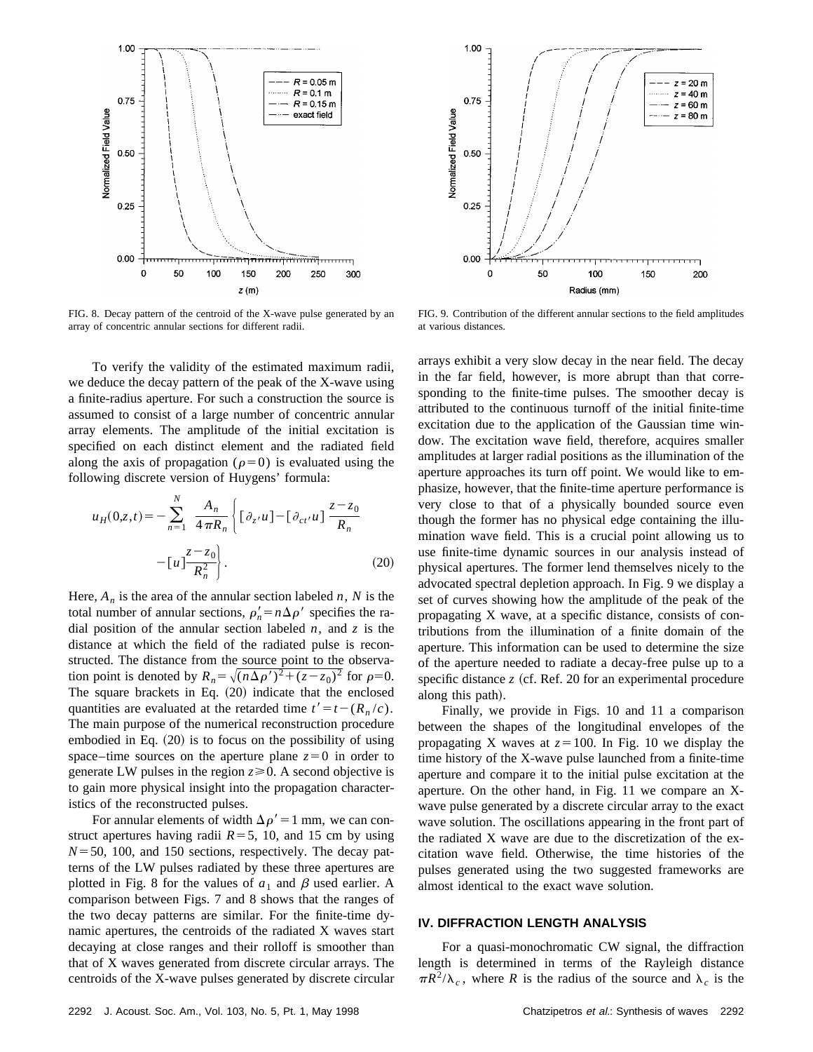1.00

0.75

0.50

0.25

0.00

Normalized Field Value

0 50 100 150 200 250 300

z (m)

R = 0.05 m
R = 0.1 m
R = 0.15 m
exact field

FIG. 8. Decay pattern of the centroid of the X-wave pulse generated by an array of concentric annular sections for different radii.

1.00

0.75

0.50

0.25

0.00

Normalized Field Value

0 50 100 150 200

Radius (mm)

z = 20 m
z = 40 m
z = 60 m
z = 80 m

FIG. 9. Contribution of the different annular sections to the field amplitudes at various distances.

To verify the validity of the estimated maximum radii, we deduce the decay pattern of the peak of the X-wave using a finite-radius aperture. For such a construction the source is assumed to consist of a large number of concentric annular array elements. The amplitude of the initial excitation is specified on each distinct element and the radiated field along the axis of propagation ($\rho=0$) is evaluated using the following discrete version of Huygens' formula:

$$u_H(0,z,t) = -\sum_{n=1}^{N} \frac{A_n}{4\pi R_n} \left\{ [\partial_{z'} u] - [\partial_{ct'} u] \frac{z-z_0}{R_n} - [u] \frac{z-z_0}{R_n^2} \right\}. \tag{20}$$

Here, $A_n$ is the area of the annular section labeled $n$, $N$ is the total number of annular sections, $\rho_n' = n\Delta\rho'$ specifies the radial position of the annular section labeled $n$, and $z$ is the distance at which the field of the radiated pulse is reconstructed. The distance from the source point to the observation point is denoted by $R_n = \sqrt{(n\Delta\rho')^2 + (z-z_0)^2}$ for $\rho=0$. The square brackets in Eq. (20) indicate that the enclosed quantities are evaluated at the retarded time $t' = t - (R_n/c)$. The main purpose of the numerical reconstruction procedure embodied in Eq. (20) is to focus on the possibility of using space–time sources on the aperture plane $z=0$ in order to generate LW pulses in the region $z \geqslant 0$. A second objective is to gain more physical insight into the propagation characteristics of the reconstructed pulses.

For annular elements of width $\Delta\rho' = 1$ mm, we can construct apertures having radii $R=5$, 10, and 15 cm by using $N=50$, 100, and 150 sections, respectively. The decay patterns of the LW pulses radiated by these three apertures are plotted in Fig. 8 for the values of $a_1$ and $\beta$ used earlier. A comparison between Figs. 7 and 8 shows that the ranges of the two decay patterns are similar. For the finite-time dynamic apertures, the centroids of the radiated X waves start decaying at close ranges and their rolloff is smoother than that of X waves generated from discrete circular arrays. The centroids of the X-wave pulses generated by discrete circular arrays exhibit a very slow decay in the near field. The decay in the far field, however, is more abrupt than that corresponding to the finite-time pulses. The smoother decay is attributed to the continuous turnoff of the initial finite-time excitation due to the application of the Gaussian time window. The excitation wave field, therefore, acquires smaller amplitudes at larger radial positions as the illumination of the aperture approaches its turn off point. We would like to emphasize, however, that the finite-time aperture performance is very close to that of a physically bounded source even though the former has no physical edge containing the illumination wave field. This is a crucial point allowing us to use finite-time dynamic sources in our analysis instead of physical apertures. The former lend themselves nicely to the advocated spectral depletion approach. In Fig. 9 we display a set of curves showing how the amplitude of the peak of the propagating X wave, at a specific distance, consists of contributions from the illumination of a finite domain of the aperture. This information can be used to determine the size of the aperture needed to radiate a decay-free pulse up to a specific distance $z$ (cf. Ref. 20 for an experimental procedure along this path).

Finally, we provide in Figs. 10 and 11 a comparison between the shapes of the longitudinal envelopes of the propagating X waves at $z=100$. In Fig. 10 we display the time history of the X-wave pulse launched from a finite-time aperture and compare it to the initial pulse excitation at the aperture. On the other hand, in Fig. 11 we compare an X-wave pulse generated by a discrete circular array to the exact wave solution. The oscillations appearing in the front part of the radiated X wave are due to the discretization of the excitation wave field. Otherwise, the time histories of the pulses generated using the two suggested frameworks are almost identical to the exact wave solution.

## IV. DIFFRACTION LENGTH ANALYSIS

For a quasi-monochromatic CW signal, the diffraction length is determined in terms of the Rayleigh distance $\pi R^2/\lambda_c$, where $R$ is the radius of the source and $\lambda_c$ is the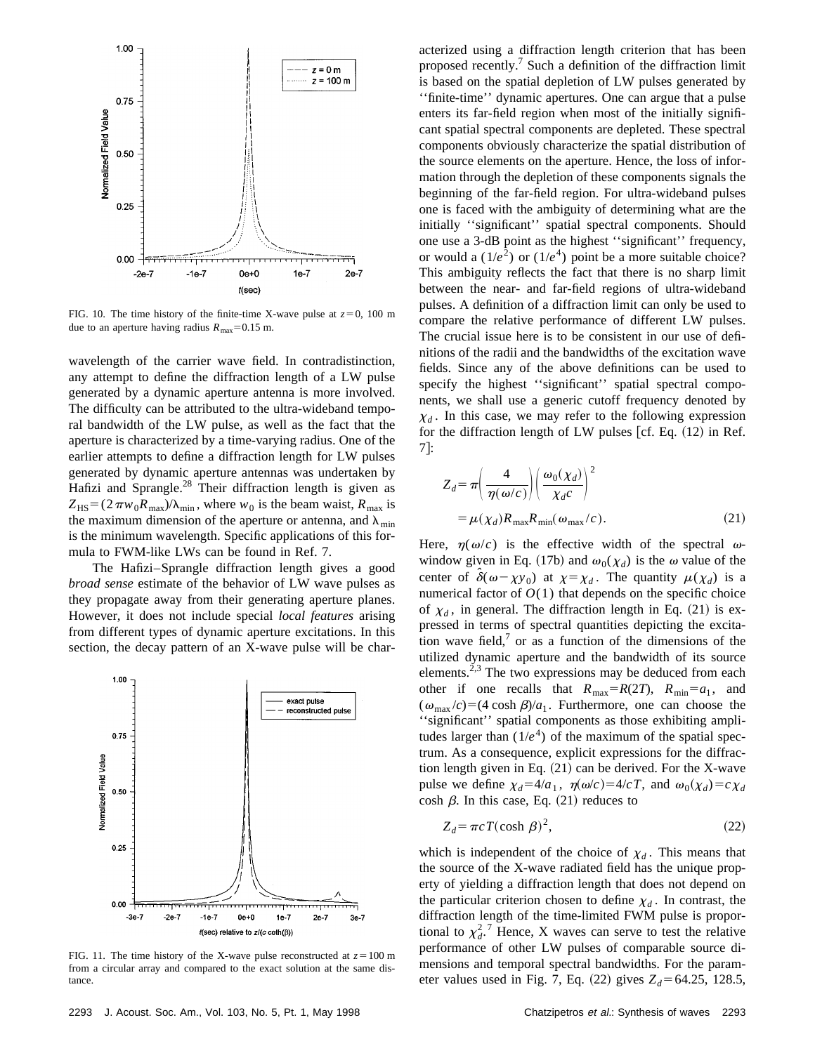FIG. 10. The time history of the finite-time X-wave pulse at $z=0$, 100 m due to an aperture having radius $R_{\max}=0.15$ m.

wavelength of the carrier wave field. In contradistinction, any attempt to define the diffraction length of a LW pulse generated by a dynamic aperture antenna is more involved. The difficulty can be attributed to the ultra-wideband temporal bandwidth of the LW pulse, as well as the fact that the aperture is characterized by a time-varying radius. One of the earlier attempts to define a diffraction length for LW pulses generated by dynamic aperture antennas was undertaken by Hafizi and Sprangle.[28] Their diffraction length is given as $Z_{\mathrm{HS}}=(2\pi w_0 R_{\max})/\lambda_{\min}$, where $w_0$ is the beam waist, $R_{\max}$ is the maximum dimension of the aperture or antenna, and $\lambda_{\min}$ is the minimum wavelength. Specific applications of this formula to FWM-like LWs can be found in Ref. 7.

The Hafizi–Sprangle diffraction length gives a good *broad sense* estimate of the behavior of LW wave pulses as they propagate away from their generating aperture planes. However, it does not include special *local features* arising from different types of dynamic aperture excitations. In this section, the decay pattern of an X-wave pulse will be characterized using a diffraction length criterion that has been proposed recently.[7] Such a definition of the diffraction limit is based on the spatial depletion of LW pulses generated by ''finite-time'' dynamic apertures. One can argue that a pulse enters its far-field region when most of the initially significant spatial spectral components are depleted. These spectral components obviously characterize the spatial distribution of the source elements on the aperture. Hence, the loss of information through the depletion of these components signals the beginning of the far-field region. For ultra-wideband pulses one is faced with the ambiguity of determining what are the initially ''significant'' spatial spectral components. Should one use a 3-dB point as the highest ''significant'' frequency, or would a $(1/e^2)$ or $(1/e^4)$ point be a more suitable choice? This ambiguity reflects the fact that there is no sharp limit between the near- and far-field regions of ultra-wideband pulses. A definition of a diffraction limit can only be used to compare the relative performance of different LW pulses. The crucial issue here is to be consistent in our use of definitions of the radii and the bandwidths of the excitation wave fields. Since any of the above definitions can be used to specify the highest ''significant'' spatial spectral components, we shall use a generic cutoff frequency denoted by $\chi_d$. In this case, we may refer to the following expression for the diffraction length of LW pulses [cf. Eq. (12) in Ref. 7]:

$$Z_d=\pi\left(\frac{4}{\eta(\omega/c)}\right)\left(\frac{\omega_0(\chi_d)}{\chi_d c}\right)^2$$
$$=\mu(\chi_d)R_{\max}R_{\min}(\omega_{\max}/c). \tag{21}$$

Here, $\eta(\omega/c)$ is the effective width of the spectral $\omega$-window given in Eq. (17b) and $\omega_0(\chi_d)$ is the $\omega$ value of the center of $\hat{\delta}(\omega-\chi y_0)$ at $\chi=\chi_d$. The quantity $\mu(\chi_d)$ is a numerical factor of $O(1)$ that depends on the specific choice of $\chi_d$, in general. The diffraction length in Eq. (21) is expressed in terms of spectral quantities depicting the excitation wave field,[7] or as a function of the dimensions of the utilized dynamic aperture and the bandwidth of its source elements.[2,3] The two expressions may be deduced from each other if one recalls that $R_{\max}=R(2T)$, $R_{\min}=a_1$, and $(\omega_{\max}/c)=(4\cosh\beta)/a_1$. Furthermore, one can choose the ''significant'' spatial components as those exhibiting amplitudes larger than $(1/e^4)$ of the maximum of the spatial spectrum. As a consequence, explicit expressions for the diffraction length given in Eq. (21) can be derived. For the X-wave pulse we define $\chi_d=4/a_1$, $\eta(\omega/c)=4/cT$, and $\omega_0(\chi_d)=c\chi_d\cosh\beta$. In this case, Eq. (21) reduces to

$$Z_d=\pi cT(\cosh\beta)^2, \tag{22}$$

which is independent of the choice of $\chi_d$. This means that the source of the X-wave radiated field has the unique property of yielding a diffraction length that does not depend on the particular criterion chosen to define $\chi_d$. In contrast, the diffraction length of the time-limited FWM pulse is proportional to $\chi_d^2$.[7] Hence, X waves can serve to test the relative performance of other LW pulses of comparable source dimensions and temporal spectral bandwidths. For the parameter values used in Fig. 7, Eq. (22) gives $Z_d=64.25$, 128.5,

FIG. 11. The time history of the X-wave pulse reconstructed at $z=100$ m from a circular array and compared to the exact solution at the same distance.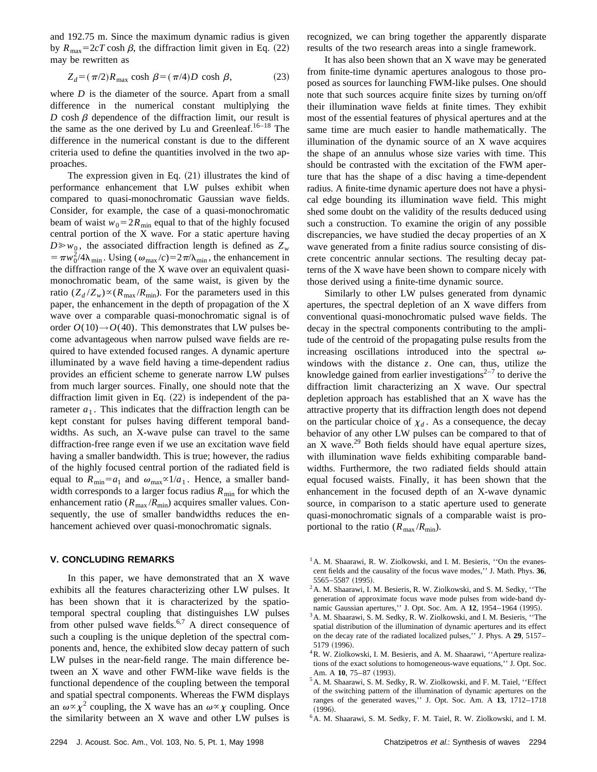and 192.75 m. Since the maximum dynamic radius is given by $R_{\max}=2cT\cosh\beta$, the diffraction limit given in Eq. (22) may be rewritten as

$$Z_d=(\pi/2)R_{\max}\cosh\beta=(\pi/4)D\cosh\beta, \tag{23}$$

where $D$ is the diameter of the source. Apart from a small difference in the numerical constant multiplying the $D\cosh\beta$ dependence of the diffraction limit, our result is the same as the one derived by Lu and Greenleaf.[16–18] The difference in the numerical constant is due to the different criteria used to define the quantities involved in the two approaches.

The expression given in Eq. (21) illustrates the kind of performance enhancement that LW pulses exhibit when compared to quasi-monochromatic Gaussian wave fields. Consider, for example, the case of a quasi-monochromatic beam of waist $w_0=2R_{\min}$ equal to that of the highly focused central portion of the X wave. For a static aperture having $D\gg w_0$, the associated diffraction length is defined as $Z_w=\pi w_0^2/4\lambda_{\min}$. Using $(\omega_{\max}/c)=2\pi/\lambda_{\min}$, the enhancement in the diffraction range of the X wave over an equivalent quasi-monochromatic beam, of the same waist, is given by the ratio $(Z_d/Z_w)\propto(R_{\max}/R_{\min})$. For the parameters used in this paper, the enhancement in the depth of propagation of the X wave over a comparable quasi-monochromatic signal is of order $O(10)\rightarrow O(40)$. This demonstrates that LW pulses become advantageous when narrow pulsed wave fields are required to have extended focused ranges. A dynamic aperture illuminated by a wave field having a time-dependent radius provides an efficient scheme to generate narrow LW pulses from much larger sources. Finally, one should note that the diffraction limit given in Eq. (22) is independent of the parameter $a_1$. This indicates that the diffraction length can be kept constant for pulses having different temporal bandwidths. As such, an X-wave pulse can travel to the same diffraction-free range even if we use an excitation wave field having a smaller bandwidth. This is true; however, the radius of the highly focused central portion of the radiated field is equal to $R_{\min}=a_1$ and $\omega_{\max}\propto 1/a_1$. Hence, a smaller bandwidth corresponds to a larger focus radius $R_{\min}$ for which the enhancement ratio $(R_{\max}/R_{\min})$ acquires smaller values. Consequently, the use of smaller bandwidths reduces the enhancement achieved over quasi-monochromatic signals.

## V. CONCLUDING REMARKS

In this paper, we have demonstrated that an X wave exhibits all the features characterizing other LW pulses. It has been shown that it is characterized by the spatiotemporal spectral coupling that distinguishes LW pulses from other pulsed wave fields.[6,7] A direct consequence of such a coupling is the unique depletion of the spectral components and, hence, the exhibited slow decay pattern of such LW pulses in the near-field range. The main difference between an X wave and other FWM-like wave fields is the functional dependence of the coupling between the temporal and spatial spectral components. Whereas the FWM displays an $\omega\propto\chi^2$ coupling, the X wave has an $\omega\propto\chi$ coupling. Once the similarity between an X wave and other LW pulses is recognized, we can bring together the apparently disparate results of the two research areas into a single framework.

It has also been shown that an X wave may be generated from finite-time dynamic apertures analogous to those proposed as sources for launching FWM-like pulses. One should note that such sources acquire finite sizes by turning on/off their illumination wave fields at finite times. They exhibit most of the essential features of physical apertures and at the same time are much easier to handle mathematically. The illumination of the dynamic source of an X wave acquires the shape of an annulus whose size varies with time. This should be contrasted with the excitation of the FWM aperture that has the shape of a disc having a time-dependent radius. A finite-time dynamic aperture does not have a physical edge bounding its illumination wave field. This might shed some doubt on the validity of the results deduced using such a construction. To examine the origin of any possible discrepancies, we have studied the decay properties of an X wave generated from a finite radius source consisting of discrete concentric annular sections. The resulting decay patterns of the X wave have been shown to compare nicely with those derived using a finite-time dynamic source.

Similarly to other LW pulses generated from dynamic apertures, the spectral depletion of an X wave differs from conventional quasi-monochromatic pulsed wave fields. The decay in the spectral components contributing to the amplitude of the centroid of the propagating pulse results from the increasing oscillations introduced into the spectral $\omega$-windows with the distance $z$. One can, thus, utilize the knowledge gained from earlier investigations[2–7] to derive the diffraction limit characterizing an X wave. Our spectral depletion approach has established that an X wave has the attractive property that its diffraction length does not depend on the particular choice of $\chi_d$. As a consequence, the decay behavior of any other LW pulses can be compared to that of an X wave.[29] Both fields should have equal aperture sizes, with illumination wave fields exhibiting comparable bandwidths. Furthermore, the two radiated fields should attain equal focused waists. Finally, it has been shown that the enhancement in the focused depth of an X-wave dynamic source, in comparison to a static aperture used to generate quasi-monochromatic signals of a comparable waist is proportional to the ratio $(R_{\max}/R_{\min})$.

[1] A. M. Shaarawi, R. W. Ziolkowski, and I. M. Besieris, ''On the evanescent fields and the causality of the focus wave modes,'' J. Math. Phys. **36**, 5565–5587 (1995).

[2] A. M. Shaarawi, I. M. Besieris, R. W. Ziolkowski, and S. M. Sedky, ''The generation of approximate focus wave mode pulses from wide-band dynamic Gaussian apertures,'' J. Opt. Soc. Am. A **12**, 1954–1964 (1995).

[3] A. M. Shaarawi, S. M. Sedky, R. W. Ziolkowski, and I. M. Besieris, ''The spatial distribution of the illumination of dynamic apertures and its effect on the decay rate of the radiated localized pulses,'' J. Phys. A **29**, 5157–5179 (1996).

[4] R. W. Ziolkowski, I. M. Besieris, and A. M. Shaarawi, ''Aperture realizations of the exact solutions to homogeneous-wave equations,'' J. Opt. Soc. Am. A **10**, 75–87 (1993).

[5] A. M. Shaarawi, S. M. Sedky, R. W. Ziolkowski, and F. M. Taiel, ''Effect of the switching pattern of the illumination of dynamic apertures on the ranges of the generated waves,'' J. Opt. Soc. Am. A **13**, 1712–1718 (1996).

[6] A. M. Shaarawi, S. M. Sedky, F. M. Taiel, R. W. Ziolkowski, and I. M.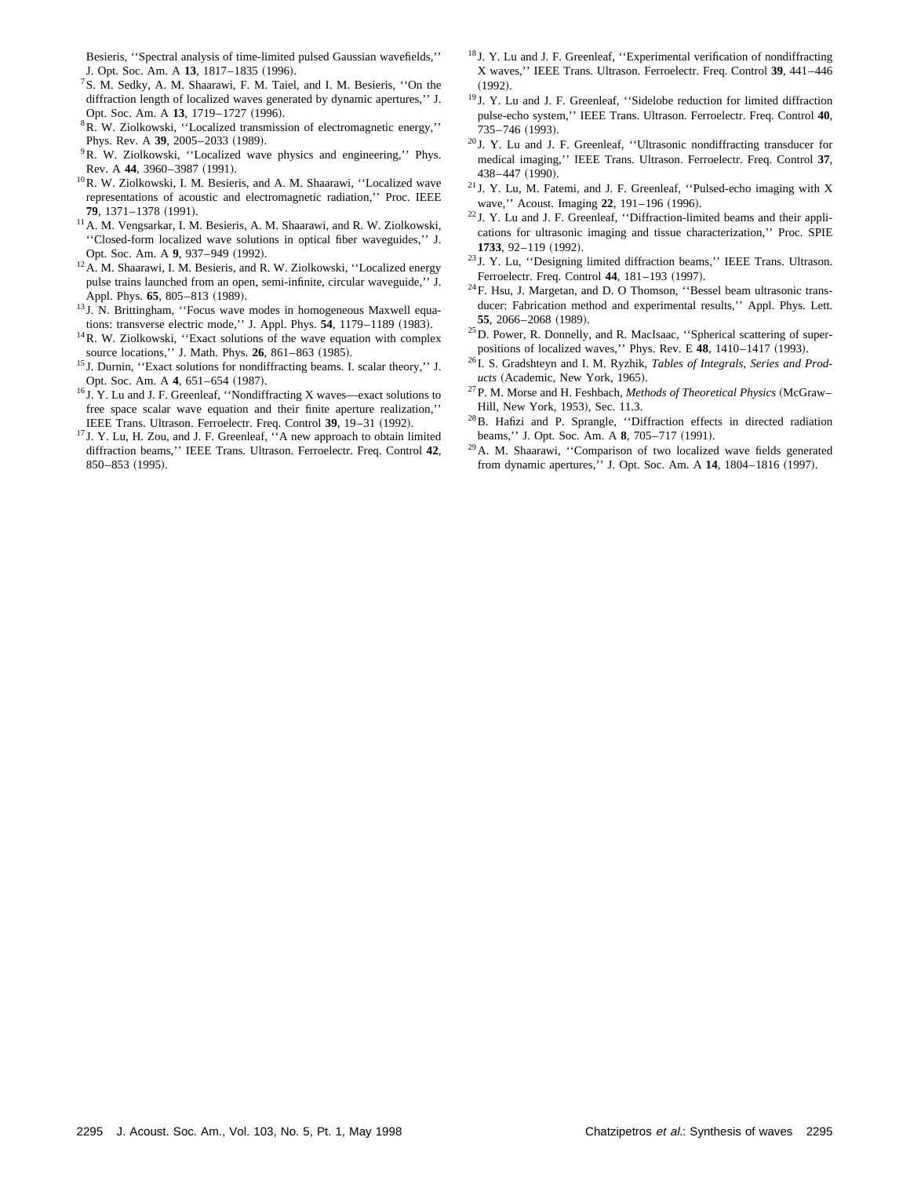Besieris, ''Spectral analysis of time-limited pulsed Gaussian wavefields,'' J. Opt. Soc. Am. A **13**, 1817–1835 (1996).

[7] S. M. Sedky, A. M. Shaarawi, F. M. Taiel, and I. M. Besieris, ''On the diffraction length of localized waves generated by dynamic apertures,'' J. Opt. Soc. Am. A **13**, 1719–1727 (1996).

[8] R. W. Ziolkowski, ''Localized transmission of electromagnetic energy,'' Phys. Rev. A **39**, 2005–2033 (1989).

[9] R. W. Ziolkowski, ''Localized wave physics and engineering,'' Phys. Rev. A **44**, 3960–3987 (1991).

[10] R. W. Ziolkowski, I. M. Besieris, and A. M. Shaarawi, ''Localized wave representations of acoustic and electromagnetic radiation,'' Proc. IEEE **79**, 1371–1378 (1991).

[11] A. M. Vengsarkar, I. M. Besieris, A. M. Shaarawi, and R. W. Ziolkowski, ''Closed-form localized wave solutions in optical fiber waveguides,'' J. Opt. Soc. Am. A **9**, 937–949 (1992).

[12] A. M. Shaarawi, I. M. Besieris, and R. W. Ziolkowski, ''Localized energy pulse trains launched from an open, semi-infinite, circular waveguide,'' J. Appl. Phys. **65**, 805–813 (1989).

[13] J. N. Brittingham, ''Focus wave modes in homogeneous Maxwell equations: transverse electric mode,'' J. Appl. Phys. **54**, 1179–1189 (1983).

[14] R. W. Ziolkowski, ''Exact solutions of the wave equation with complex source locations,'' J. Math. Phys. **26**, 861–863 (1985).

[15] J. Durnin, ''Exact solutions for nondiffracting beams. I. scalar theory,'' J. Opt. Soc. Am. A **4**, 651–654 (1987).

[16] J. Y. Lu and J. F. Greenleaf, ''Nondiffracting X waves—exact solutions to free space scalar wave equation and their finite aperture realization,'' IEEE Trans. Ultrason. Ferroelectr. Freq. Control **39**, 19–31 (1992).

[17] J. Y. Lu, H. Zou, and J. F. Greenleaf, ''A new approach to obtain limited diffraction beams,'' IEEE Trans. Ultrason. Ferroelectr. Freq. Control **42**, 850–853 (1995).

[18] J. Y. Lu and J. F. Greenleaf, ''Experimental verification of nondiffracting X waves,'' IEEE Trans. Ultrason. Ferroelectr. Freq. Control **39**, 441–446 (1992).

[19] J. Y. Lu and J. F. Greenleaf, ''Sidelobe reduction for limited diffraction pulse-echo system,'' IEEE Trans. Ultrason. Ferroelectr. Freq. Control **40**, 735–746 (1993).

[20] J. Y. Lu and J. F. Greenleaf, ''Ultrasonic nondiffracting transducer for medical imaging,'' IEEE Trans. Ultrason. Ferroelectr. Freq. Control **37**, 438–447 (1990).

[21] J. Y. Lu, M. Fatemi, and J. F. Greenleaf, ''Pulsed-echo imaging with X wave,'' Acoust. Imaging **22**, 191–196 (1996).

[22] J. Y. Lu and J. F. Greenleaf, ''Diffraction-limited beams and their applications for ultrasonic imaging and tissue characterization,'' Proc. SPIE **1733**, 92–119 (1992).

[23] J. Y. Lu, ''Designing limited diffraction beams,'' IEEE Trans. Ultrason. Ferroelectr. Freq. Control **44**, 181–193 (1997).

[24] F. Hsu, J. Margetan, and D. O Thomson, ''Bessel beam ultrasonic transducer: Fabrication method and experimental results,'' Appl. Phys. Lett. **55**, 2066–2068 (1989).

[25] D. Power, R. Donnelly, and R. MacIsaac, ''Spherical scattering of superpositions of localized waves,'' Phys. Rev. E **48**, 1410–1417 (1993).

[26] I. S. Gradshteyn and I. M. Ryzhik, *Tables of Integrals, Series and Products* (Academic, New York, 1965).

[27] P. M. Morse and H. Feshbach, *Methods of Theoretical Physics* (McGraw–Hill, New York, 1953), Sec. 11.3.

[28] B. Hafizi and P. Sprangle, ''Diffraction effects in directed radiation beams,'' J. Opt. Soc. Am. A **8**, 705–717 (1991).

[29] A. M. Shaarawi, ''Comparison of two localized wave fields generated from dynamic apertures,'' J. Opt. Soc. Am. A **14**, 1804–1816 (1997).